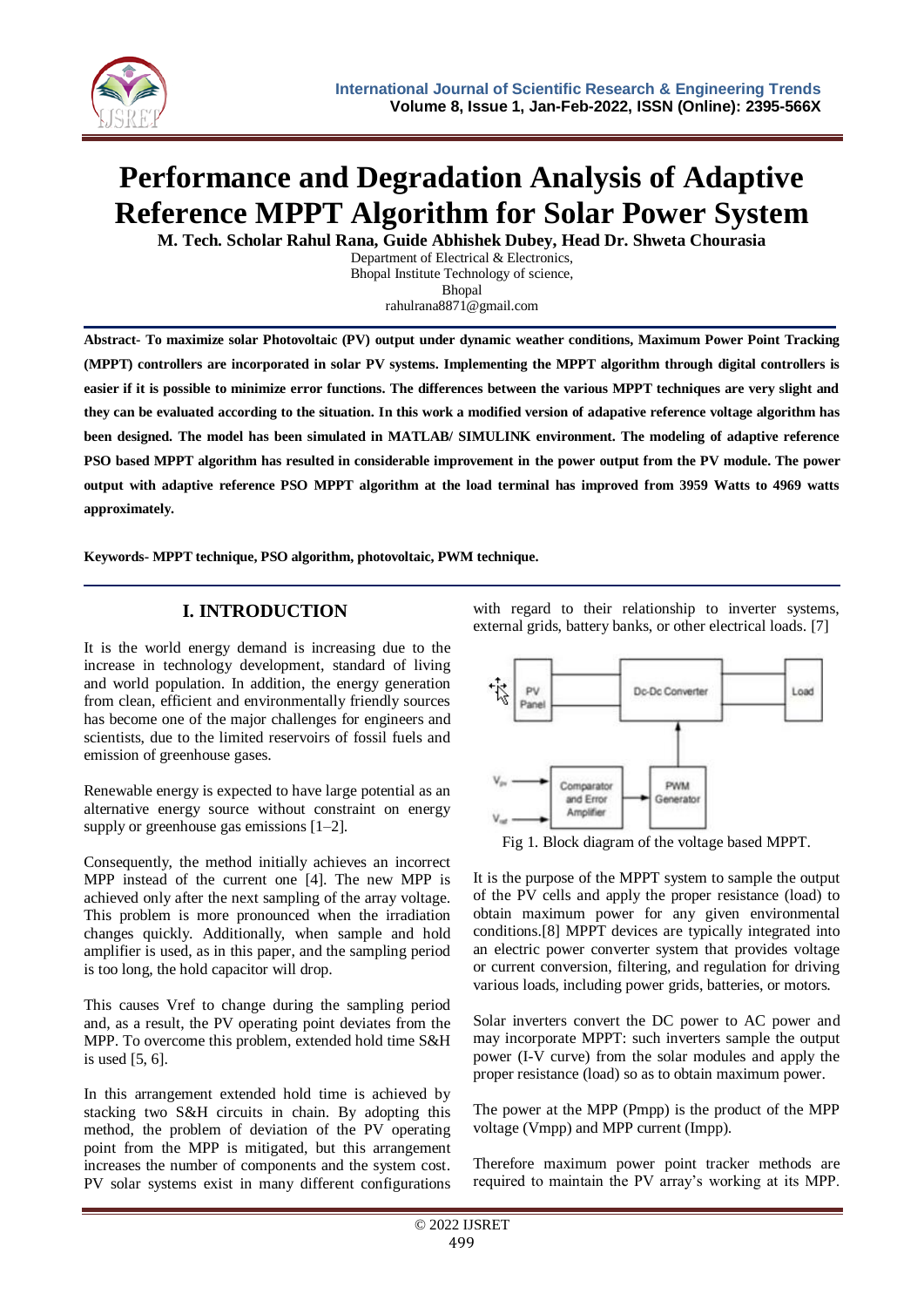# Performance and Degradation Analysis of Adaptive Reference MPPT Algorithm for Solar Power System

**M. Tech. Scholar Rahul Rana, Guide Abhishek Dubey, Head Dr. Shweta Chourasia**

Department of Electrical & Electronics,
Bhopal Institute Technology of science,
Bhopal
rahulrana8871@gmail.com

**Abstract- To maximize solar Photovoltaic (PV) output under dynamic weather conditions, Maximum Power Point Tracking (MPPT) controllers are incorporated in solar PV systems. Implementing the MPPT algorithm through digital controllers is easier if it is possible to minimize error functions. The differences between the various MPPT techniques are very slight and they can be evaluated according to the situation. In this work a modified version of adapative reference voltage algorithm has been designed. The model has been simulated in MATLAB/ SIMULINK environment. The modeling of adaptive reference PSO based MPPT algorithm has resulted in considerable improvement in the power output from the PV module. The power output with adaptive reference PSO MPPT algorithm at the load terminal has improved from 3959 Watts to 4969 watts approximately.**

**Keywords- MPPT technique, PSO algorithm, photovoltaic, PWM technique.**

## I. INTRODUCTION

It is the world energy demand is increasing due to the increase in technology development, standard of living and world population. In addition, the energy generation from clean, efficient and environmentally friendly sources has become one of the major challenges for engineers and scientists, due to the limited reservoirs of fossil fuels and emission of greenhouse gases.

Renewable energy is expected to have large potential as an alternative energy source without constraint on energy supply or greenhouse gas emissions [1–2].

Consequently, the method initially achieves an incorrect MPP instead of the current one [4]. The new MPP is achieved only after the next sampling of the array voltage. This problem is more pronounced when the irradiation changes quickly. Additionally, when sample and hold amplifier is used, as in this paper, and the sampling period is too long, the hold capacitor will drop.

This causes Vref to change during the sampling period and, as a result, the PV operating point deviates from the MPP. To overcome this problem, extended hold time S&H is used [5, 6].

In this arrangement extended hold time is achieved by stacking two S&H circuits in chain. By adopting this method, the problem of deviation of the PV operating point from the MPP is mitigated, but this arrangement increases the number of components and the system cost. PV solar systems exist in many different configurations with regard to their relationship to inverter systems, external grids, battery banks, or other electrical loads. [7]

Fig 1. Block diagram of the voltage based MPPT.

It is the purpose of the MPPT system to sample the output of the PV cells and apply the proper resistance (load) to obtain maximum power for any given environmental conditions.[8] MPPT devices are typically integrated into an electric power converter system that provides voltage or current conversion, filtering, and regulation for driving various loads, including power grids, batteries, or motors.

Solar inverters convert the DC power to AC power and may incorporate MPPT: such inverters sample the output power (I-V curve) from the solar modules and apply the proper resistance (load) so as to obtain maximum power.

The power at the MPP (Pmpp) is the product of the MPP voltage (Vmpp) and MPP current (Impp).

Therefore maximum power point tracker methods are required to maintain the PV array's working at its MPP.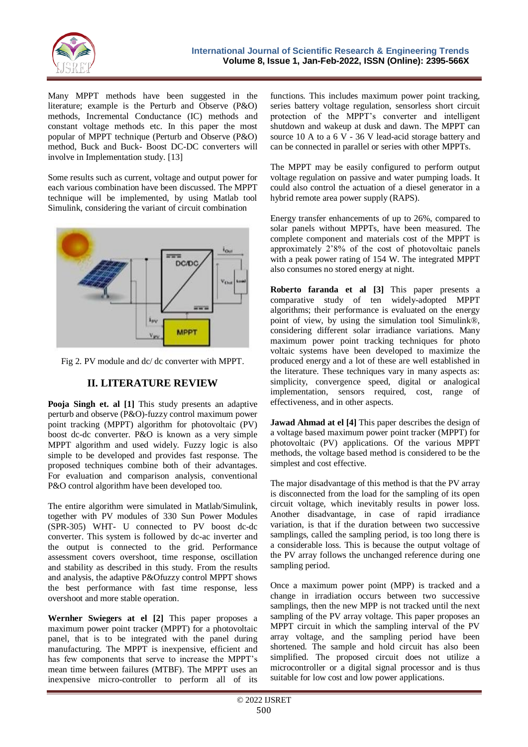Many MPPT methods have been suggested in the literature; example is the Perturb and Observe (P&O) methods, Incremental Conductance (IC) methods and constant voltage methods etc. In this paper the most popular of MPPT technique (Perturb and Observe (P&O) method, Buck and Buck- Boost DC-DC converters will involve in Implementation study. [13]

Some results such as current, voltage and output power for each various combination have been discussed. The MPPT technique will be implemented, by using Matlab tool Simulink, considering the variant of circuit combination

Fig 2. PV module and dc/ dc converter with MPPT.

## II. LITERATURE REVIEW

**Pooja Singh et. al [1]** This study presents an adaptive perturb and observe (P&O)-fuzzy control maximum power point tracking (MPPT) algorithm for photovoltaic (PV) boost dc-dc converter. P&O is known as a very simple MPPT algorithm and used widely. Fuzzy logic is also simple to be developed and provides fast response. The proposed techniques combine both of their advantages. For evaluation and comparison analysis, conventional P&O control algorithm have been developed too.

The entire algorithm were simulated in Matlab/Simulink, together with PV modules of 330 Sun Power Modules (SPR-305) WHT- U connected to PV boost dc-dc converter. This system is followed by dc-ac inverter and the output is connected to the grid. Performance assessment covers overshoot, time response, oscillation and stability as described in this study. From the results and analysis, the adaptive P&Ofuzzy control MPPT shows the best performance with fast time response, less overshoot and more stable operation.

**Wernher Swiegers at el [2]** This paper proposes a maximum power point tracker (MPPT) for a photovoltaic panel, that is to be integrated with the panel during manufacturing. The MPPT is inexpensive, efficient and has few components that serve to increase the MPPT's mean time between failures (MTBF). The MPPT uses an inexpensive micro-controller to perform all of its functions. This includes maximum power point tracking, series battery voltage regulation, sensorless short circuit protection of the MPPT's converter and intelligent shutdown and wakeup at dusk and dawn. The MPPT can source 10 A to a 6 V - 36 V lead-acid storage battery and can be connected in parallel or series with other MPPTs.

The MPPT may be easily configured to perform output voltage regulation on passive and water pumping loads. It could also control the actuation of a diesel generator in a hybrid remote area power supply (RAPS).

Energy transfer enhancements of up to 26%, compared to solar panels without MPPTs, have been measured. The complete component and materials cost of the MPPT is approximately 2'8% of the cost of photovoltaic panels with a peak power rating of 154 W. The integrated MPPT also consumes no stored energy at night.

**Roberto faranda et al [3]** This paper presents a comparative study of ten widely-adopted MPPT algorithms; their performance is evaluated on the energy point of view, by using the simulation tool Simulink®, considering different solar irradiance variations. Many maximum power point tracking techniques for photo voltaic systems have been developed to maximize the produced energy and a lot of these are well established in the literature. These techniques vary in many aspects as: simplicity, convergence speed, digital or analogical implementation, sensors required, cost, range of effectiveness, and in other aspects.

**Jawad Ahmad at el [4]** This paper describes the design of a voltage based maximum power point tracker (MPPT) for photovoltaic (PV) applications. Of the various MPPT methods, the voltage based method is considered to be the simplest and cost effective.

The major disadvantage of this method is that the PV array is disconnected from the load for the sampling of its open circuit voltage, which inevitably results in power loss. Another disadvantage, in case of rapid irradiance variation, is that if the duration between two successive samplings, called the sampling period, is too long there is a considerable loss. This is because the output voltage of the PV array follows the unchanged reference during one sampling period.

Once a maximum power point (MPP) is tracked and a change in irradiation occurs between two successive samplings, then the new MPP is not tracked until the next sampling of the PV array voltage. This paper proposes an MPPT circuit in which the sampling interval of the PV array voltage, and the sampling period have been shortened. The sample and hold circuit has also been simplified. The proposed circuit does not utilize a microcontroller or a digital signal processor and is thus suitable for low cost and low power applications.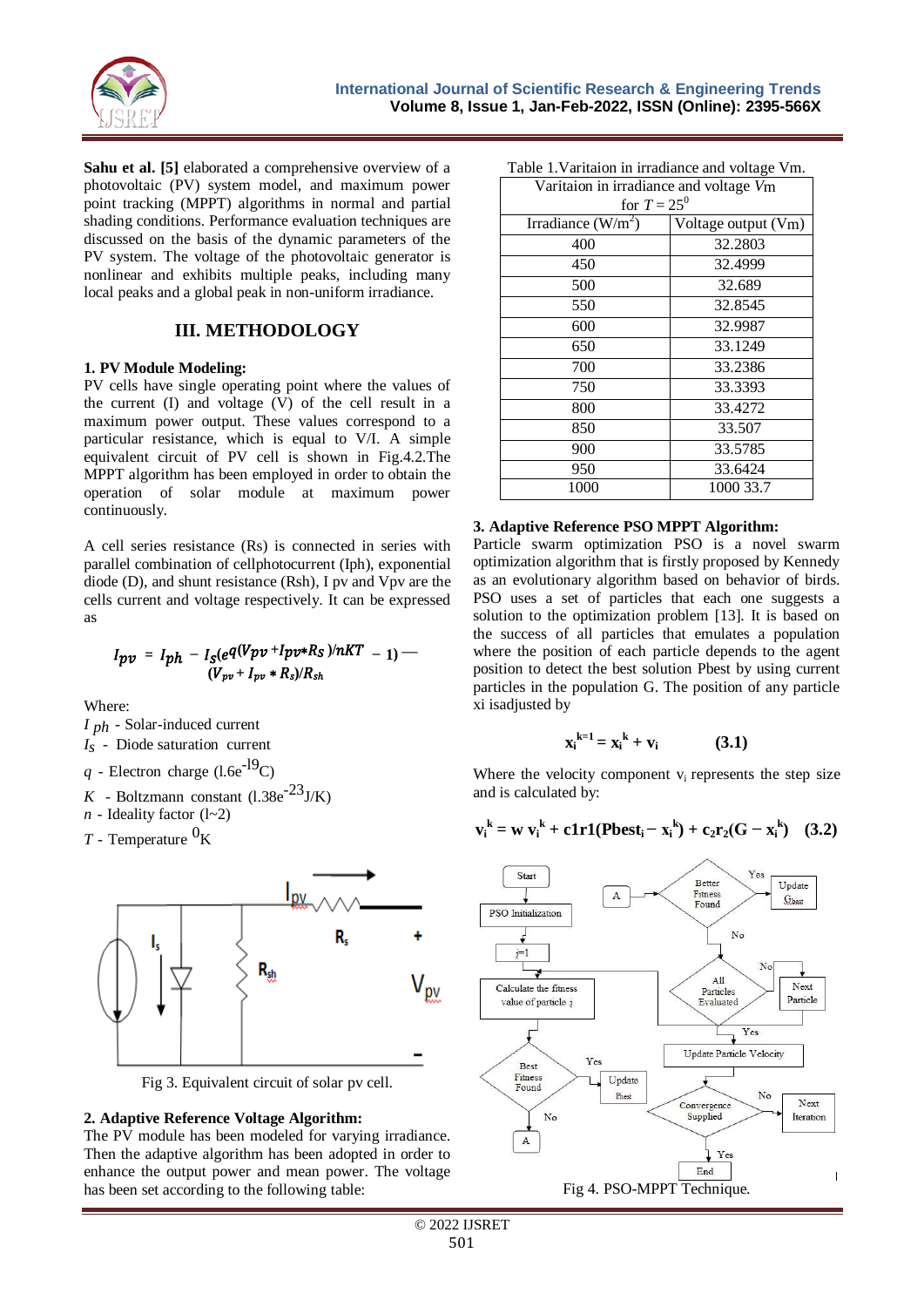**Sahu et al. [5]** elaborated a comprehensive overview of a photovoltaic (PV) system model, and maximum power point tracking (MPPT) algorithms in normal and partial shading conditions. Performance evaluation techniques are discussed on the basis of the dynamic parameters of the PV system. The voltage of the photovoltaic generator is nonlinear and exhibits multiple peaks, including many local peaks and a global peak in non-uniform irradiance.

## III. METHODOLOGY

### 1. PV Module Modeling:

PV cells have single operating point where the values of the current (I) and voltage (V) of the cell result in a maximum power output. These values correspond to a particular resistance, which is equal to V/I. A simple equivalent circuit of PV cell is shown in Fig.4.2.The MPPT algorithm has been employed in order to obtain the operation of solar module at maximum power continuously.

A cell series resistance (Rs) is connected in series with parallel combination of cellphotocurrent (Iph), exponential diode (D), and shunt resistance (Rsh), I pv and Vpv are the cells current and voltage respectively. It can be expressed as

$$I_{pv} = I_{ph} - I_s(e^{q(V_{pv}+I_{pv}*R_s)/nKT} - 1) - (V_{pv} + I_{pv} * R_s)/R_{sh}$$

Where:

$I_{ph}$ - Solar-induced current

$I_S$ - Diode saturation current

$q$ - Electron charge (l.6e$^{-19}$C)

$K$ - Boltzmann constant (l.38e$^{-23}$J/K)

$n$ - Ideality factor (l~2)

$T$ - Temperature $^0$K

Fig 3. Equivalent circuit of solar pv cell.

### 2. Adaptive Reference Voltage Algorithm:

The PV module has been modeled for varying irradiance. Then the adaptive algorithm has been adopted in order to enhance the output power and mean power. The voltage has been set according to the following table:

Table 1.Varitaion in irradiance and voltage Vm.

| Varitaion in irradiance and voltage $Vm$ for $T = 25^0$ | |
|---|---|
| Irradiance (W/m$^2$) | Voltage output (Vm) |
| 400 | 32.2803 |
| 450 | 32.4999 |
| 500 | 32.689 |
| 550 | 32.8545 |
| 600 | 32.9987 |
| 650 | 33.1249 |
| 700 | 33.2386 |
| 750 | 33.3393 |
| 800 | 33.4272 |
| 850 | 33.507 |
| 900 | 33.5785 |
| 950 | 33.6424 |
| 1000 | 1000 33.7 |

### 3. Adaptive Reference PSO MPPT Algorithm:

Particle swarm optimization PSO is a novel swarm optimization algorithm that is firstly proposed by Kennedy as an evolutionary algorithm based on behavior of birds. PSO uses a set of particles that each one suggests a solution to the optimization problem [13]. It is based on the success of all particles that emulates a population where the position of each particle depends to the agent position to detect the best solution Pbest by using current particles in the population G. The position of any particle xi isadjusted by

$$x_i^{k=1} = x_i^k + v_i \qquad (3.1)$$

Where the velocity component $v_i$ represents the step size and is calculated by:

$$v_i^k = w\, v_i^k + c1r1(Pbest_i - x_i^k) + c_2r_2(G - x_i^k) \qquad (3.2)$$

Fig 4. PSO-MPPT Technique.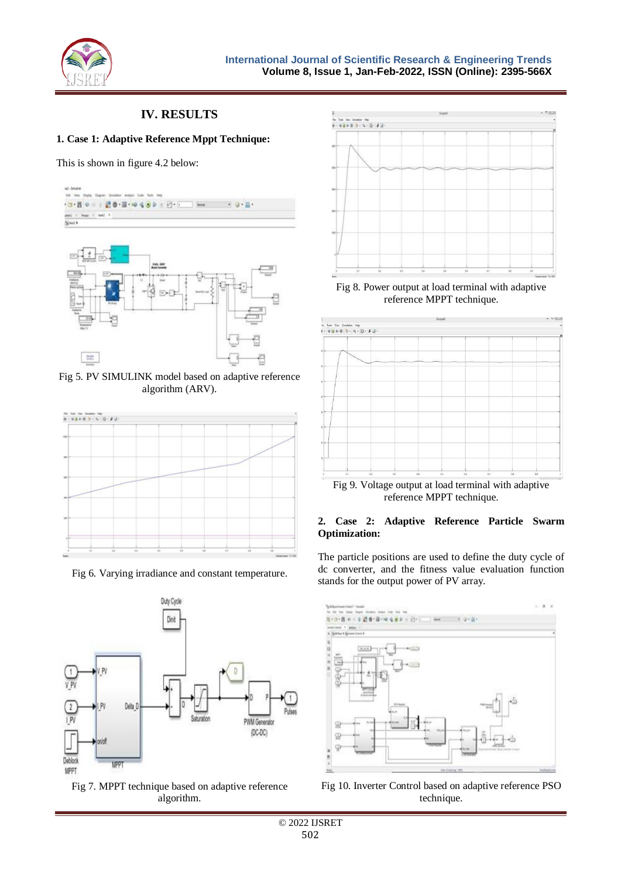## IV. RESULTS

### 1. Case 1: Adaptive Reference Mppt Technique:

This is shown in figure 4.2 below:

Fig 5. PV SIMULINK model based on adaptive reference algorithm (ARV).

Fig 6. Varying irradiance and constant temperature.

Fig 7. MPPT technique based on adaptive reference algorithm.

Fig 8. Power output at load terminal with adaptive reference MPPT technique.

Fig 9. Voltage output at load terminal with adaptive reference MPPT technique.

### 2. Case 2: Adaptive Reference Particle Swarm Optimization:

The particle positions are used to define the duty cycle of dc converter, and the fitness value evaluation function stands for the output power of PV array.

Fig 10. Inverter Control based on adaptive reference PSO technique.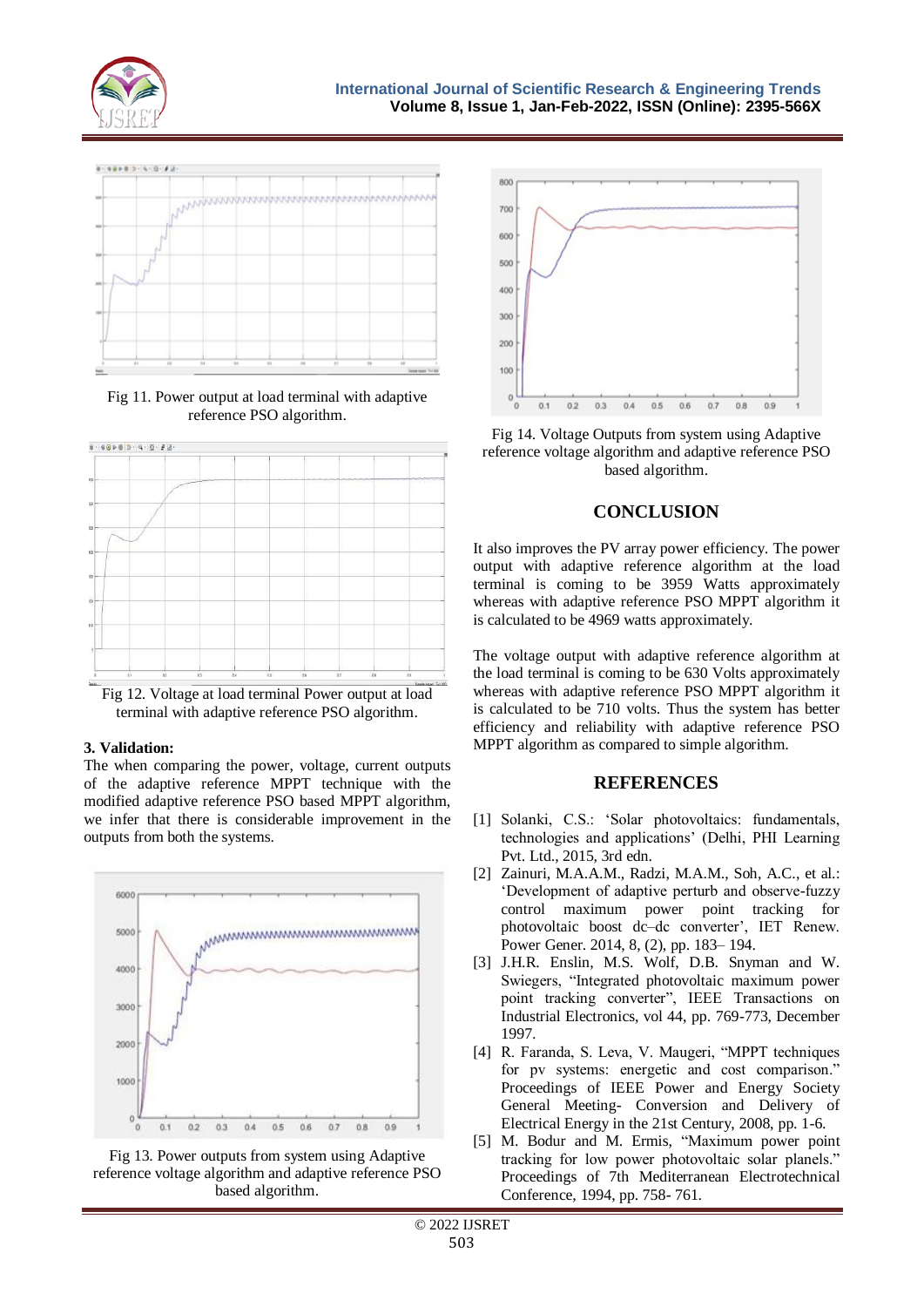Fig 11. Power output at load terminal with adaptive reference PSO algorithm.

Fig 12. Voltage at load terminal Power output at load terminal with adaptive reference PSO algorithm.

### 3. Validation:

The when comparing the power, voltage, current outputs of the adaptive reference MPPT technique with the modified adaptive reference PSO based MPPT algorithm, we infer that there is considerable improvement in the outputs from both the systems.

Fig 13. Power outputs from system using Adaptive reference voltage algorithm and adaptive reference PSO based algorithm.

Fig 14. Voltage Outputs from system using Adaptive reference voltage algorithm and adaptive reference PSO based algorithm.

## CONCLUSION

It also improves the PV array power efficiency. The power output with adaptive reference algorithm at the load terminal is coming to be 3959 Watts approximately whereas with adaptive reference PSO MPPT algorithm it is calculated to be 4969 watts approximately.

The voltage output with adaptive reference algorithm at the load terminal is coming to be 630 Volts approximately whereas with adaptive reference PSO MPPT algorithm it is calculated to be 710 volts. Thus the system has better efficiency and reliability with adaptive reference PSO MPPT algorithm as compared to simple algorithm.

## REFERENCES

[1] Solanki, C.S.: 'Solar photovoltaics: fundamentals, technologies and applications' (Delhi, PHI Learning Pvt. Ltd., 2015, 3rd edn.

[2] Zainuri, M.A.A.M., Radzi, M.A.M., Soh, A.C., et al.: 'Development of adaptive perturb and observe-fuzzy control maximum power point tracking for photovoltaic boost dc–dc converter', IET Renew. Power Gener. 2014, 8, (2), pp. 183– 194.

[3] J.H.R. Enslin, M.S. Wolf, D.B. Snyman and W. Swiegers, "Integrated photovoltaic maximum power point tracking converter", IEEE Transactions on Industrial Electronics, vol 44, pp. 769-773, December 1997.

[4] R. Faranda, S. Leva, V. Maugeri, "MPPT techniques for pv systems: energetic and cost comparison." Proceedings of IEEE Power and Energy Society General Meeting- Conversion and Delivery of Electrical Energy in the 21st Century, 2008, pp. 1-6.

[5] M. Bodur and M. Ermis, "Maximum power point tracking for low power photovoltaic solar planels." Proceedings of 7th Mediterranean Electrotechnical Conference, 1994, pp. 758- 761.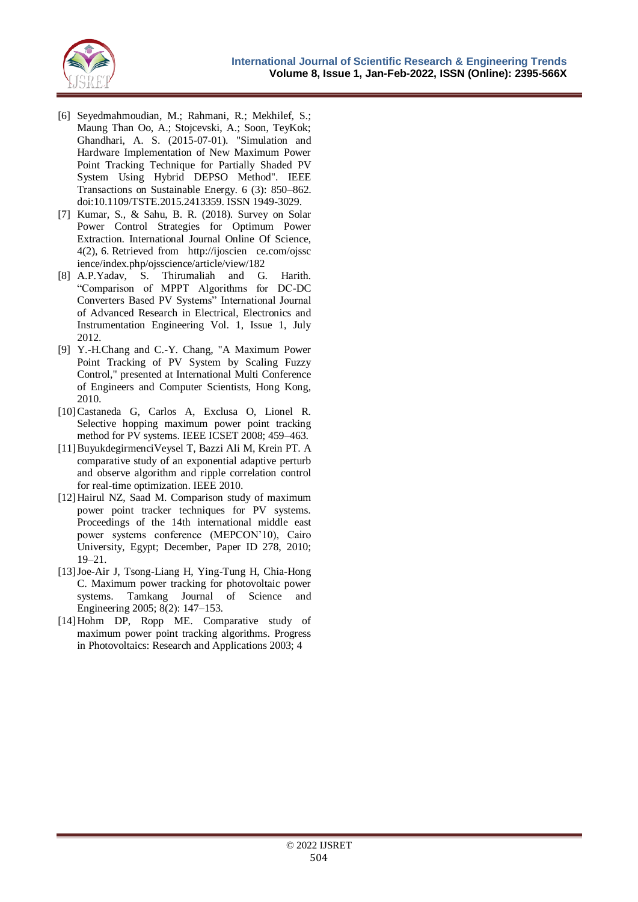[6] Seyedmahmoudian, M.; Rahmani, R.; Mekhilef, S.; Maung Than Oo, A.; Stojcevski, A.; Soon, TeyKok; Ghandhari, A. S. (2015-07-01). "Simulation and Hardware Implementation of New Maximum Power Point Tracking Technique for Partially Shaded PV System Using Hybrid DEPSO Method". IEEE Transactions on Sustainable Energy. 6 (3): 850–862. doi:10.1109/TSTE.2015.2413359. ISSN 1949-3029.

[7] Kumar, S., & Sahu, B. R. (2018). Survey on Solar Power Control Strategies for Optimum Power Extraction. International Journal Online Of Science, 4(2), 6. Retrieved from http://ijoscien ce.com/ojssc ience/index.php/ojsscience/article/view/182

[8] A.P.Yadav, S. Thirumaliah and G. Harith. "Comparison of MPPT Algorithms for DC-DC Converters Based PV Systems" International Journal of Advanced Research in Electrical, Electronics and Instrumentation Engineering Vol. 1, Issue 1, July 2012.

[9] Y.-H.Chang and C.-Y. Chang, "A Maximum Power Point Tracking of PV System by Scaling Fuzzy Control," presented at International Multi Conference of Engineers and Computer Scientists, Hong Kong, 2010.

[10] Castaneda G, Carlos A, Exclusa O, Lionel R. Selective hopping maximum power point tracking method for PV systems. IEEE ICSET 2008; 459–463.

[11] BuyukdegirmenciVeysel T, Bazzi Ali M, Krein PT. A comparative study of an exponential adaptive perturb and observe algorithm and ripple correlation control for real-time optimization. IEEE 2010.

[12] Hairul NZ, Saad M. Comparison study of maximum power point tracker techniques for PV systems. Proceedings of the 14th international middle east power systems conference (MEPCON'10), Cairo University, Egypt; December, Paper ID 278, 2010; 19–21.

[13] Joe-Air J, Tsong-Liang H, Ying-Tung H, Chia-Hong C. Maximum power tracking for photovoltaic power systems. Tamkang Journal of Science and Engineering 2005; 8(2): 147–153.

[14] Hohm DP, Ropp ME. Comparative study of maximum power point tracking algorithms. Progress in Photovoltaics: Research and Applications 2003; 4